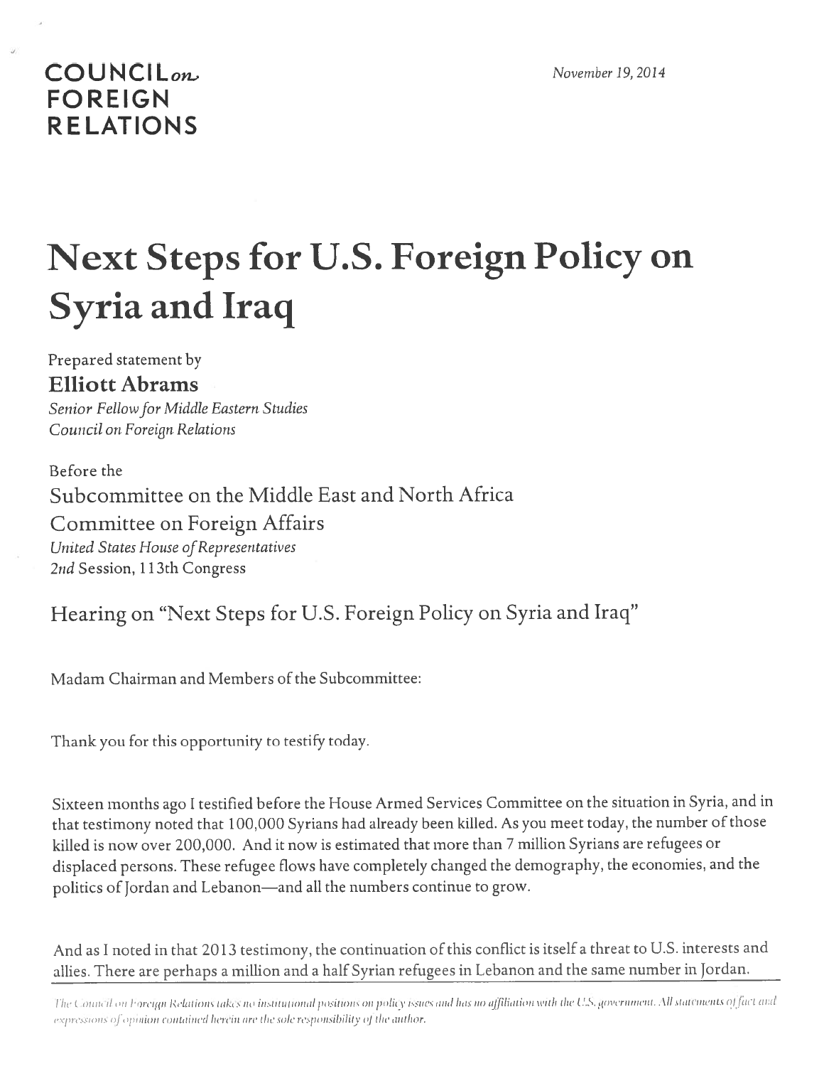**COUNCIL *on* FOREIGN RELATIONS**

*November 19, 2014*

# Next Steps for U.S. Foreign Policy on Syria and Iraq

Prepared statement by

**Elliott Abrams**

*Senior Fellow for Middle Eastern Studies*
*Council on Foreign Relations*

Before the

Subcommittee on the Middle East and North Africa

Committee on Foreign Affairs

*United States House of Representatives*
*2nd* Session, 113th Congress

## Hearing on "Next Steps for U.S. Foreign Policy on Syria and Iraq"

Madam Chairman and Members of the Subcommittee:

Thank you for this opportunity to testify today.

Sixteen months ago I testified before the House Armed Services Committee on the situation in Syria, and in that testimony noted that 100,000 Syrians had already been killed. As you meet today, the number of those killed is now over 200,000. And it now is estimated that more than 7 million Syrians are refugees or displaced persons. These refugee flows have completely changed the demography, the economies, and the politics of Jordan and Lebanon—and all the numbers continue to grow.

And as I noted in that 2013 testimony, the continuation of this conflict is itself a threat to U.S. interests and allies. There are perhaps a million and a half Syrian refugees in Lebanon and the same number in Jordan.

*The Council on Foreign Relations takes no institutional positions on policy issues and has no affiliation with the U.S. government. All statements of fact and expressions of opinion contained herein are the sole responsibility of the author.*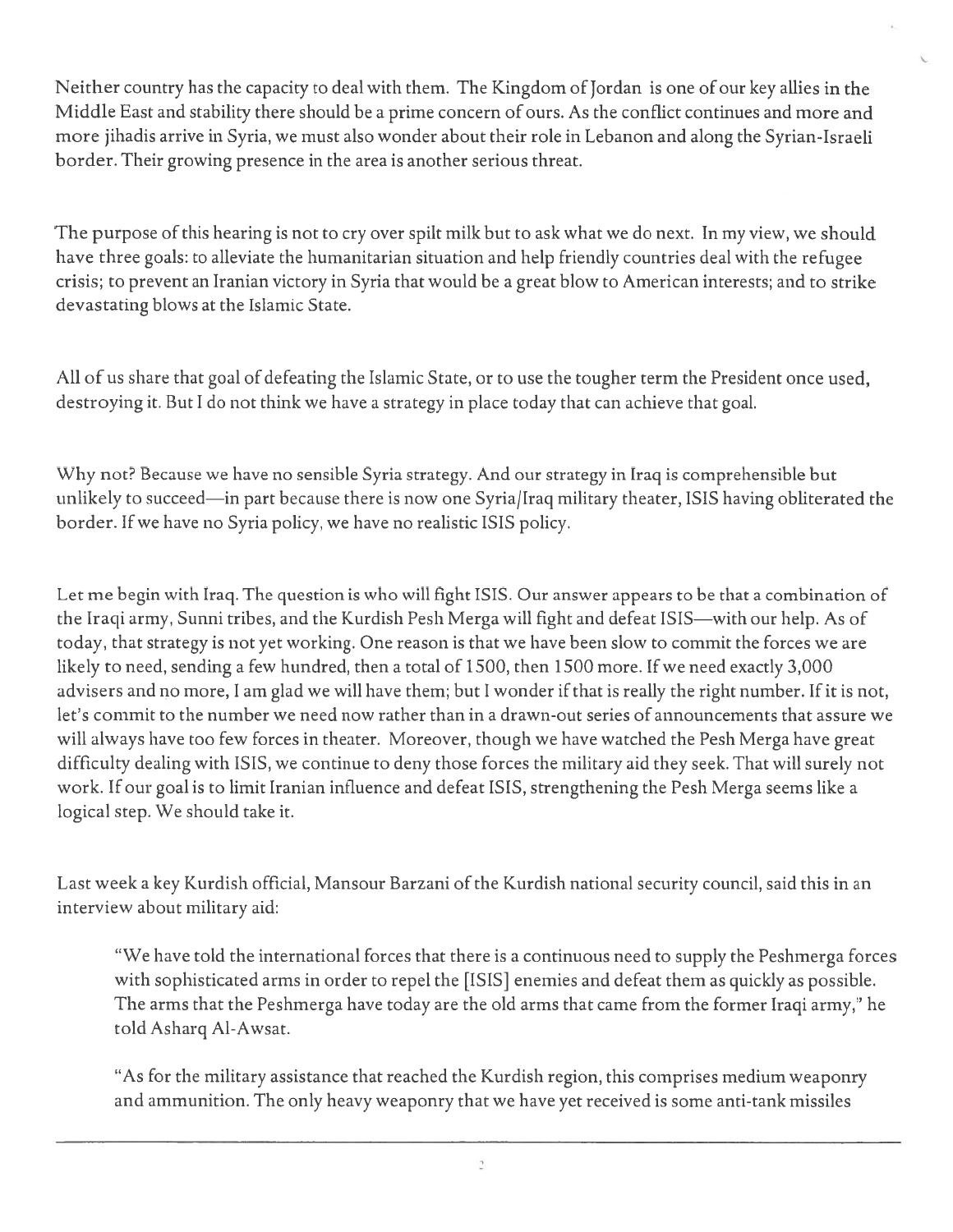Neither country has the capacity to deal with them. The Kingdom of Jordan is one of our key allies in the Middle East and stability there should be a prime concern of ours. As the conflict continues and more and more jihadis arrive in Syria, we must also wonder about their role in Lebanon and along the Syrian-Israeli border. Their growing presence in the area is another serious threat.

The purpose of this hearing is not to cry over spilt milk but to ask what we do next. In my view, we should have three goals: to alleviate the humanitarian situation and help friendly countries deal with the refugee crisis; to prevent an Iranian victory in Syria that would be a great blow to American interests; and to strike devastating blows at the Islamic State.

All of us share that goal of defeating the Islamic State, or to use the tougher term the President once used, destroying it. But I do not think we have a strategy in place today that can achieve that goal.

Why not? Because we have no sensible Syria strategy. And our strategy in Iraq is comprehensible but unlikely to succeed—in part because there is now one Syria/Iraq military theater, ISIS having obliterated the border. If we have no Syria policy, we have no realistic ISIS policy.

Let me begin with Iraq. The question is who will fight ISIS. Our answer appears to be that a combination of the Iraqi army, Sunni tribes, and the Kurdish Pesh Merga will fight and defeat ISIS—with our help. As of today, that strategy is not yet working. One reason is that we have been slow to commit the forces we are likely to need, sending a few hundred, then a total of 1500, then 1500 more. If we need exactly 3,000 advisers and no more, I am glad we will have them; but I wonder if that is really the right number. If it is not, let's commit to the number we need now rather than in a drawn-out series of announcements that assure we will always have too few forces in theater. Moreover, though we have watched the Pesh Merga have great difficulty dealing with ISIS, we continue to deny those forces the military aid they seek. That will surely not work. If our goal is to limit Iranian influence and defeat ISIS, strengthening the Pesh Merga seems like a logical step. We should take it.

Last week a key Kurdish official, Mansour Barzani of the Kurdish national security council, said this in an interview about military aid:

> "We have told the international forces that there is a continuous need to supply the Peshmerga forces with sophisticated arms in order to repel the [ISIS] enemies and defeat them as quickly as possible. The arms that the Peshmerga have today are the old arms that came from the former Iraqi army," he told Asharq Al-Awsat.
>
> "As for the military assistance that reached the Kurdish region, this comprises medium weaponry and ammunition. The only heavy weaponry that we have yet received is some anti-tank missiles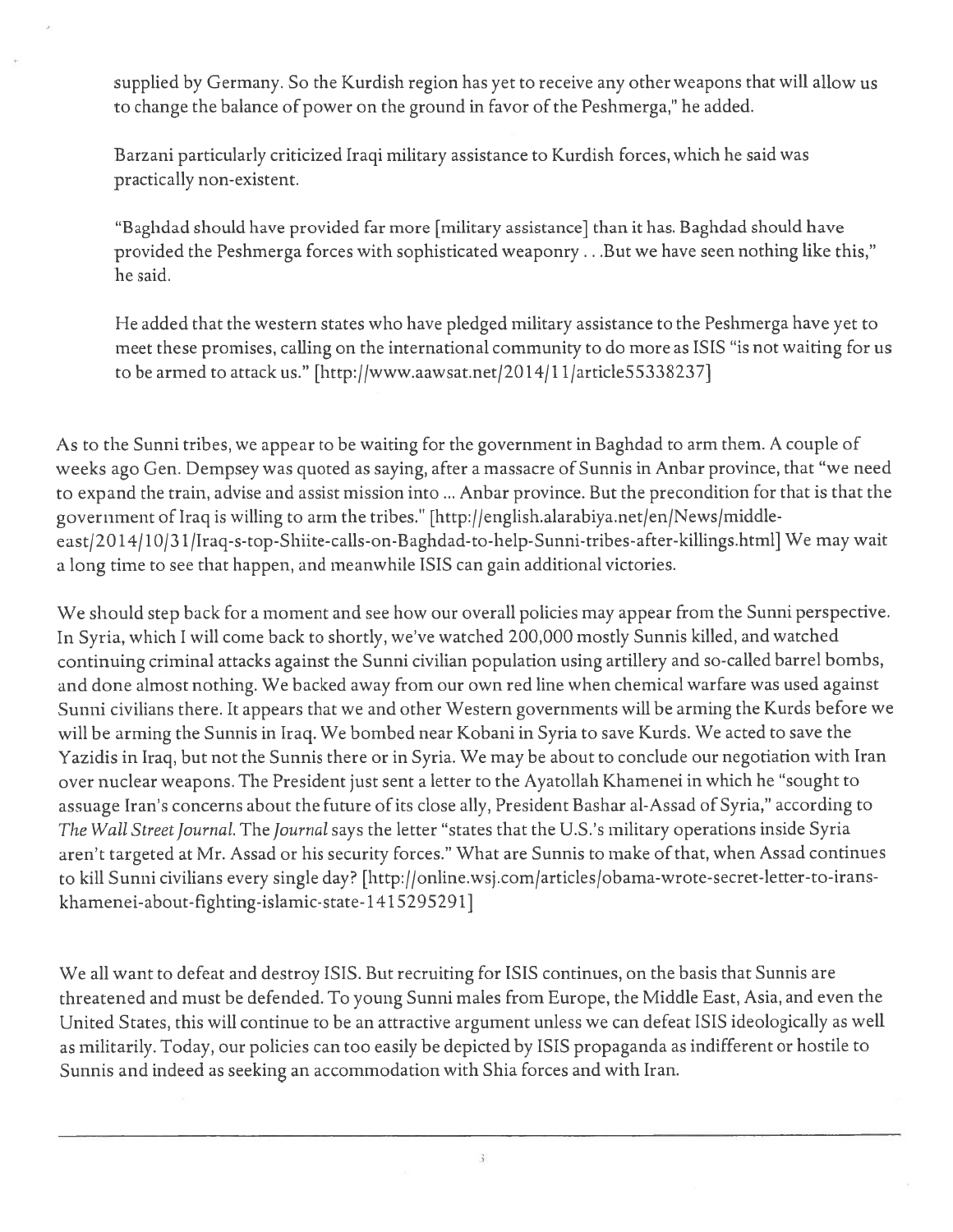> supplied by Germany. So the Kurdish region has yet to receive any other weapons that will allow us to change the balance of power on the ground in favor of the Peshmerga," he added.
>
> Barzani particularly criticized Iraqi military assistance to Kurdish forces, which he said was practically non-existent.
>
> "Baghdad should have provided far more [military assistance] than it has. Baghdad should have provided the Peshmerga forces with sophisticated weaponry . . .But we have seen nothing like this," he said.
>
> He added that the western states who have pledged military assistance to the Peshmerga have yet to meet these promises, calling on the international community to do more as ISIS "is not waiting for us to be armed to attack us." [http://www.aawsat.net/2014/11/article55338237]

As to the Sunni tribes, we appear to be waiting for the government in Baghdad to arm them. A couple of weeks ago Gen. Dempsey was quoted as saying, after a massacre of Sunnis in Anbar province, that "we need to expand the train, advise and assist mission into ... Anbar province. But the precondition for that is that the government of Iraq is willing to arm the tribes." [http://english.alarabiya.net/en/News/middle-east/2014/10/31/Iraq-s-top-Shiite-calls-on-Baghdad-to-help-Sunni-tribes-after-killings.html] We may wait a long time to see that happen, and meanwhile ISIS can gain additional victories.

We should step back for a moment and see how our overall policies may appear from the Sunni perspective. In Syria, which I will come back to shortly, we've watched 200,000 mostly Sunnis killed, and watched continuing criminal attacks against the Sunni civilian population using artillery and so-called barrel bombs, and done almost nothing. We backed away from our own red line when chemical warfare was used against Sunni civilians there. It appears that we and other Western governments will be arming the Kurds before we will be arming the Sunnis in Iraq. We bombed near Kobani in Syria to save Kurds. We acted to save the Yazidis in Iraq, but not the Sunnis there or in Syria. We may be about to conclude our negotiation with Iran over nuclear weapons. The President just sent a letter to the Ayatollah Khamenei in which he "sought to assuage Iran's concerns about the future of its close ally, President Bashar al-Assad of Syria," according to *The Wall Street Journal*. The *Journal* says the letter "states that the U.S.'s military operations inside Syria aren't targeted at Mr. Assad or his security forces." What are Sunnis to make of that, when Assad continues to kill Sunni civilians every single day? [http://online.wsj.com/articles/obama-wrote-secret-letter-to-irans-khamenei-about-fighting-islamic-state-1415295291]

We all want to defeat and destroy ISIS. But recruiting for ISIS continues, on the basis that Sunnis are threatened and must be defended. To young Sunni males from Europe, the Middle East, Asia, and even the United States, this will continue to be an attractive argument unless we can defeat ISIS ideologically as well as militarily. Today, our policies can too easily be depicted by ISIS propaganda as indifferent or hostile to Sunnis and indeed as seeking an accommodation with Shia forces and with Iran.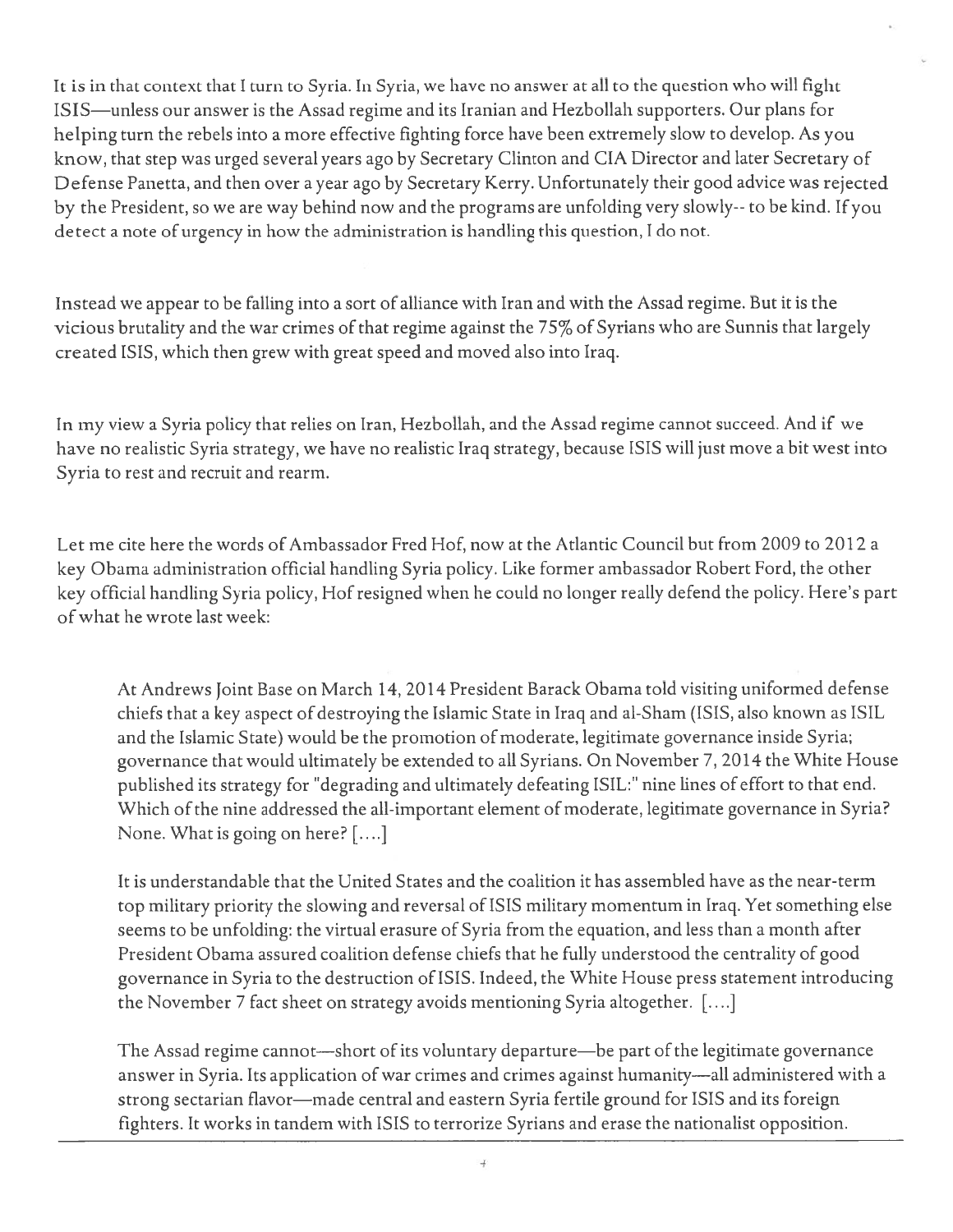It is in that context that I turn to Syria. In Syria, we have no answer at all to the question who will fight ISIS—unless our answer is the Assad regime and its Iranian and Hezbollah supporters. Our plans for helping turn the rebels into a more effective fighting force have been extremely slow to develop. As you know, that step was urged several years ago by Secretary Clinton and CIA Director and later Secretary of Defense Panetta, and then over a year ago by Secretary Kerry. Unfortunately their good advice was rejected by the President, so we are way behind now and the programs are unfolding very slowly-- to be kind. If you detect a note of urgency in how the administration is handling this question, I do not.

Instead we appear to be falling into a sort of alliance with Iran and with the Assad regime. But it is the vicious brutality and the war crimes of that regime against the 75% of Syrians who are Sunnis that largely created ISIS, which then grew with great speed and moved also into Iraq.

In my view a Syria policy that relies on Iran, Hezbollah, and the Assad regime cannot succeed. And if we have no realistic Syria strategy, we have no realistic Iraq strategy, because ISIS will just move a bit west into Syria to rest and recruit and rearm.

Let me cite here the words of Ambassador Fred Hof, now at the Atlantic Council but from 2009 to 2012 a key Obama administration official handling Syria policy. Like former ambassador Robert Ford, the other key official handling Syria policy, Hof resigned when he could no longer really defend the policy. Here's part of what he wrote last week:

> At Andrews Joint Base on March 14, 2014 President Barack Obama told visiting uniformed defense chiefs that a key aspect of destroying the Islamic State in Iraq and al-Sham (ISIS, also known as ISIL and the Islamic State) would be the promotion of moderate, legitimate governance inside Syria; governance that would ultimately be extended to all Syrians. On November 7, 2014 the White House published its strategy for "degrading and ultimately defeating ISIL:" nine lines of effort to that end. Which of the nine addressed the all-important element of moderate, legitimate governance in Syria? None. What is going on here? [....]
>
> It is understandable that the United States and the coalition it has assembled have as the near-term top military priority the slowing and reversal of ISIS military momentum in Iraq. Yet something else seems to be unfolding: the virtual erasure of Syria from the equation, and less than a month after President Obama assured coalition defense chiefs that he fully understood the centrality of good governance in Syria to the destruction of ISIS. Indeed, the White House press statement introducing the November 7 fact sheet on strategy avoids mentioning Syria altogether. [....]
>
> The Assad regime cannot—short of its voluntary departure—be part of the legitimate governance answer in Syria. Its application of war crimes and crimes against humanity—all administered with a strong sectarian flavor—made central and eastern Syria fertile ground for ISIS and its foreign fighters. It works in tandem with ISIS to terrorize Syrians and erase the nationalist opposition.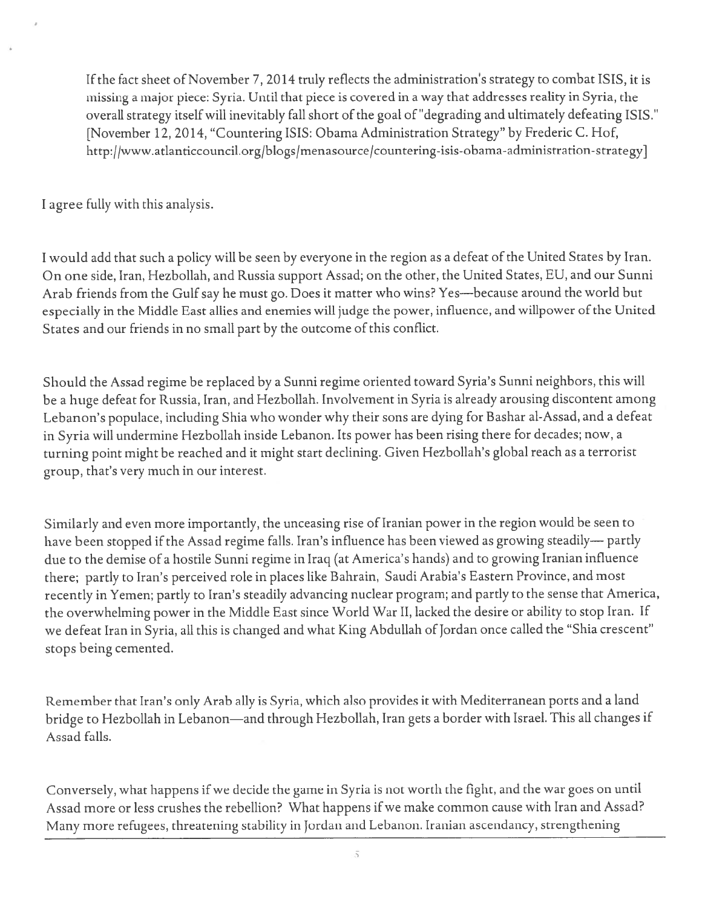> If the fact sheet of November 7, 2014 truly reflects the administration's strategy to combat ISIS, it is missing a major piece: Syria. Until that piece is covered in a way that addresses reality in Syria, the overall strategy itself will inevitably fall short of the goal of "degrading and ultimately defeating ISIS." [November 12, 2014, "Countering ISIS: Obama Administration Strategy" by Frederic C. Hof, http://www.atlanticcouncil.org/blogs/menasource/countering-isis-obama-administration-strategy]

I agree fully with this analysis.

I would add that such a policy will be seen by everyone in the region as a defeat of the United States by Iran. On one side, Iran, Hezbollah, and Russia support Assad; on the other, the United States, EU, and our Sunni Arab friends from the Gulf say he must go. Does it matter who wins? Yes—because around the world but especially in the Middle East allies and enemies will judge the power, influence, and willpower of the United States and our friends in no small part by the outcome of this conflict.

Should the Assad regime be replaced by a Sunni regime oriented toward Syria's Sunni neighbors, this will be a huge defeat for Russia, Iran, and Hezbollah. Involvement in Syria is already arousing discontent among Lebanon's populace, including Shia who wonder why their sons are dying for Bashar al-Assad, and a defeat in Syria will undermine Hezbollah inside Lebanon. Its power has been rising there for decades; now, a turning point might be reached and it might start declining. Given Hezbollah's global reach as a terrorist group, that's very much in our interest.

Similarly and even more importantly, the unceasing rise of Iranian power in the region would be seen to have been stopped if the Assad regime falls. Iran's influence has been viewed as growing steadily— partly due to the demise of a hostile Sunni regime in Iraq (at America's hands) and to growing Iranian influence there; partly to Iran's perceived role in places like Bahrain, Saudi Arabia's Eastern Province, and most recently in Yemen; partly to Iran's steadily advancing nuclear program; and partly to the sense that America, the overwhelming power in the Middle East since World War II, lacked the desire or ability to stop Iran. If we defeat Iran in Syria, all this is changed and what King Abdullah of Jordan once called the "Shia crescent" stops being cemented.

Remember that Iran's only Arab ally is Syria, which also provides it with Mediterranean ports and a land bridge to Hezbollah in Lebanon—and through Hezbollah, Iran gets a border with Israel. This all changes if Assad falls.

Conversely, what happens if we decide the game in Syria is not worth the fight, and the war goes on until Assad more or less crushes the rebellion? What happens if we make common cause with Iran and Assad? Many more refugees, threatening stability in Jordan and Lebanon. Iranian ascendancy, strengthening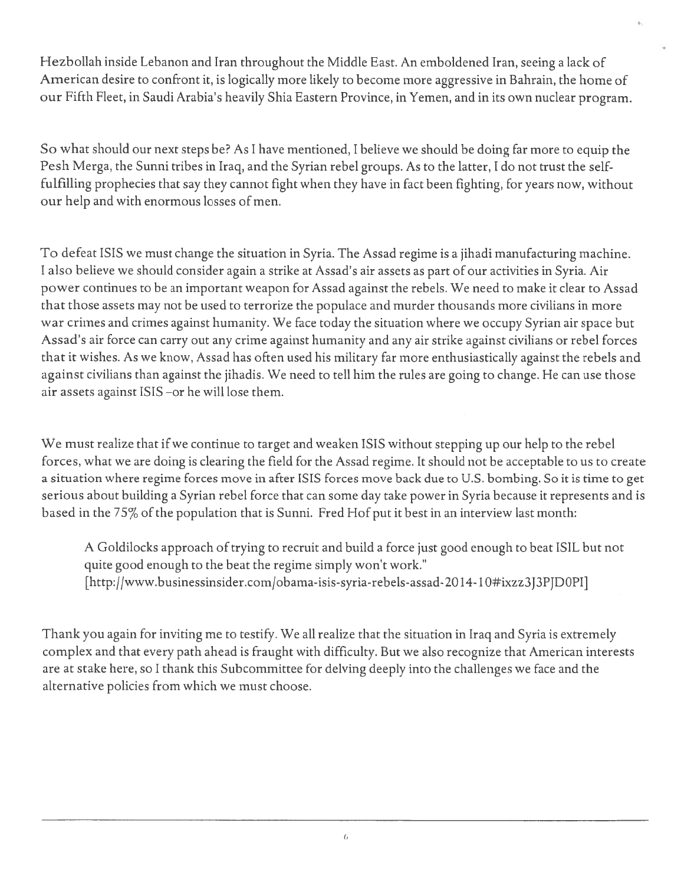Hezbollah inside Lebanon and Iran throughout the Middle East. An emboldened Iran, seeing a lack of American desire to confront it, is logically more likely to become more aggressive in Bahrain, the home of our Fifth Fleet, in Saudi Arabia's heavily Shia Eastern Province, in Yemen, and in its own nuclear program.

So what should our next steps be? As I have mentioned, I believe we should be doing far more to equip the Pesh Merga, the Sunni tribes in Iraq, and the Syrian rebel groups. As to the latter, I do not trust the self-fulfilling prophecies that say they cannot fight when they have in fact been fighting, for years now, without our help and with enormous losses of men.

To defeat ISIS we must change the situation in Syria. The Assad regime is a jihadi manufacturing machine. I also believe we should consider again a strike at Assad's air assets as part of our activities in Syria. Air power continues to be an important weapon for Assad against the rebels. We need to make it clear to Assad that those assets may not be used to terrorize the populace and murder thousands more civilians in more war crimes and crimes against humanity. We face today the situation where we occupy Syrian air space but Assad's air force can carry out any crime against humanity and any air strike against civilians or rebel forces that it wishes. As we know, Assad has often used his military far more enthusiastically against the rebels and against civilians than against the jihadis. We need to tell him the rules are going to change. He can use those air assets against ISIS –or he will lose them.

We must realize that if we continue to target and weaken ISIS without stepping up our help to the rebel forces, what we are doing is clearing the field for the Assad regime. It should not be acceptable to us to create a situation where regime forces move in after ISIS forces move back due to U.S. bombing. So it is time to get serious about building a Syrian rebel force that can some day take power in Syria because it represents and is based in the 75% of the population that is Sunni. Fred Hof put it best in an interview last month:

> A Goldilocks approach of trying to recruit and build a force just good enough to beat ISIL but not quite good enough to the beat the regime simply won't work."
> [http://www.businessinsider.com/obama-isis-syria-rebels-assad-2014-10#ixzz3J3PJD0PI]

Thank you again for inviting me to testify. We all realize that the situation in Iraq and Syria is extremely complex and that every path ahead is fraught with difficulty. But we also recognize that American interests are at stake here, so I thank this Subcommittee for delving deeply into the challenges we face and the alternative policies from which we must choose.